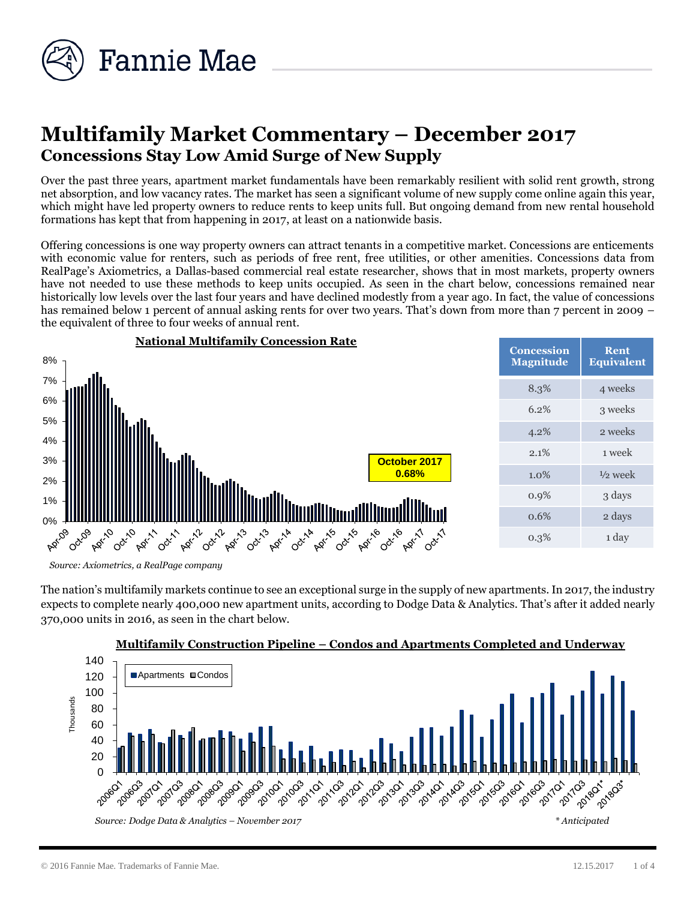# Multifamily Market Commentary – December 2017

## Concessions Stay Low Amid Surge of New Supply

Over the past three years, apartment market fundamentals have been remarkably resilient with solid rent growth, strong net absorption, and low vacancy rates. The market has seen a significant volume of new supply come online again this year, which might have led property owners to reduce rents to keep units full. But ongoing demand from new rental household formations has kept that from happening in 2017, at least on a nationwide basis.

Offering concessions is one way property owners can attract tenants in a competitive market. Concessions are enticements with economic value for renters, such as periods of free rent, free utilities, or other amenities. Concessions data from RealPage's Axiometrics, a Dallas-based commercial real estate researcher, shows that in most markets, property owners have not needed to use these methods to keep units occupied. As seen in the chart below, concessions remained near historically low levels over the last four years and have declined modestly from a year ago. In fact, the value of concessions has remained below 1 percent of annual asking rents for over two years. That's down from more than 7 percent in 2009 – the equivalent of three to four weeks of annual rent.

**National Multifamily Concession Rate**

8%
7%
6%
5%
4%
3%
2%
1%
0%

Apr-09, Oct-09, Apr-10, Oct-10, Apr-11, Oct-11, Apr-12, Oct-12, Apr-13, Oct-13, Apr-14, Oct-14, Apr-15, Oct-15, Apr-16, Oct-16, Apr-17, Oct-17

October 2017
0.68%

| Concession Magnitude | Rent Equivalent |
|---|---|
| 8.3% | 4 weeks |
| 6.2% | 3 weeks |
| 4.2% | 2 weeks |
| 2.1% | 1 week |
| 1.0% | ½ week |
| 0.9% | 3 days |
| 0.6% | 2 days |
| 0.3% | 1 day |

*Source: Axiometrics, a RealPage company*

The nation's multifamily markets continue to see an exceptional surge in the supply of new apartments. In 2017, the industry expects to complete nearly 400,000 new apartment units, according to Dodge Data & Analytics. That's after it added nearly 370,000 units in 2016, as seen in the chart below.

**Multifamily Construction Pipeline – Condos and Apartments Completed and Underway**

Apartments
Condos

Thousands

140
120
100
80
60
40
20
0

2006Q1, 2006Q3, 2007Q1, 2007Q3, 2008Q1, 2008Q3, 2009Q1, 2009Q3, 2010Q1, 2010Q3, 2011Q1, 2011Q3, 2012Q1, 2012Q3, 2013Q1, 2013Q3, 2014Q1, 2014Q3, 2015Q1, 2015Q3, 2016Q1, 2016Q3, 2017Q1, 2017Q3, 2018Q1*, 2018Q3*

*Source: Dodge Data & Analytics – November 2017*

*\* Anticipated*

© 2016 Fannie Mae. Trademarks of Fannie Mae. 12.15.2017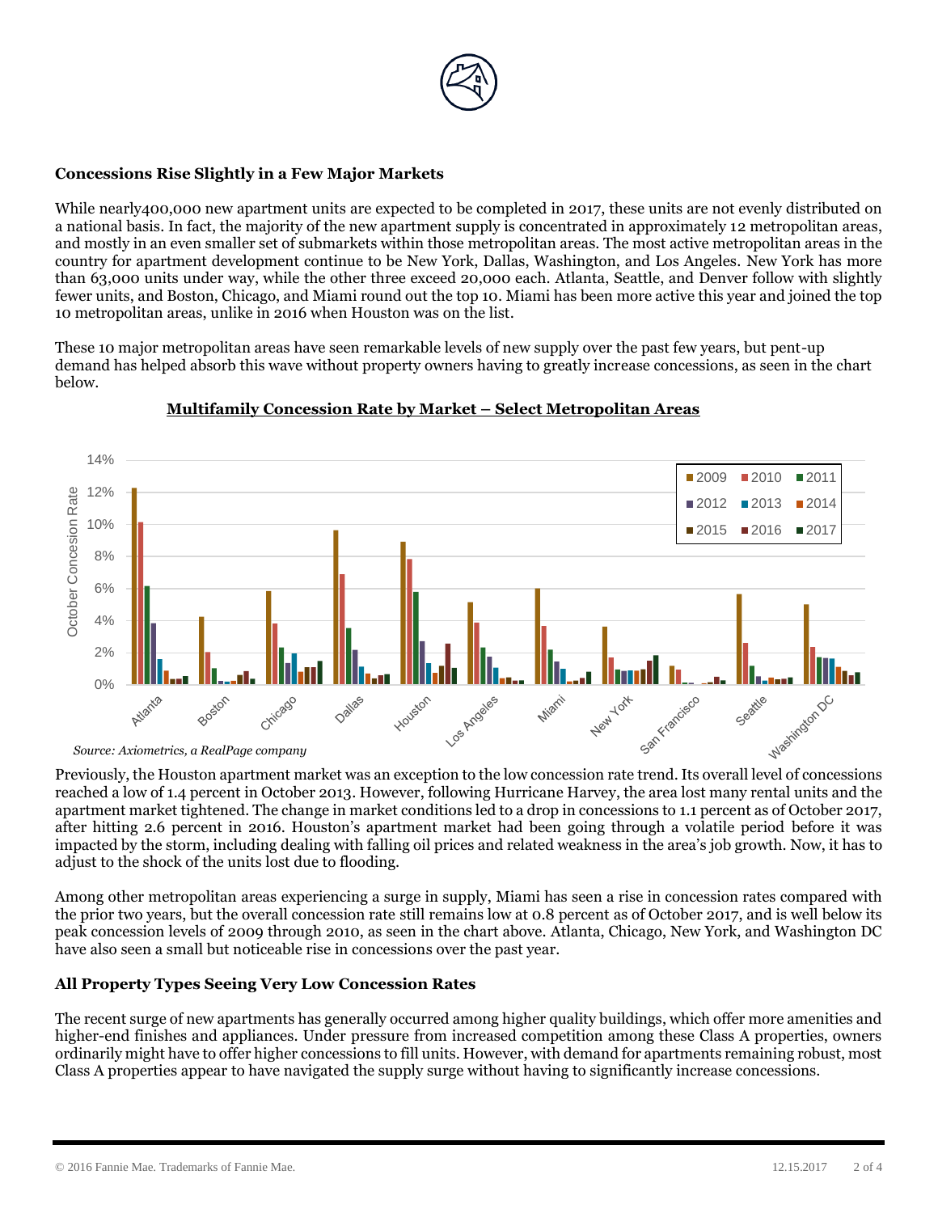### Concessions Rise Slightly in a Few Major Markets

While nearly400,000 new apartment units are expected to be completed in 2017, these units are not evenly distributed on a national basis. In fact, the majority of the new apartment supply is concentrated in approximately 12 metropolitan areas, and mostly in an even smaller set of submarkets within those metropolitan areas. The most active metropolitan areas in the country for apartment development continue to be New York, Dallas, Washington, and Los Angeles. New York has more than 63,000 units under way, while the other three exceed 20,000 each. Atlanta, Seattle, and Denver follow with slightly fewer units, and Boston, Chicago, and Miami round out the top 10. Miami has been more active this year and joined the top 10 metropolitan areas, unlike in 2016 when Houston was on the list.

These 10 major metropolitan areas have seen remarkable levels of new supply over the past few years, but pent-up demand has helped absorb this wave without property owners having to greatly increase concessions, as seen in the chart below.

**Multifamily Concession Rate by Market – Select Metropolitan Areas**

October Concession Rate

14%
12%
10%
8%
6%
4%
2%
0%

2009 2010 2011 2012 2013 2014 2015 2016 2017

Atlanta Boston Chicago Dallas Houston Los Angeles Miami New York San Francisco Seattle Washington DC

*Source: Axiometrics, a RealPage company*

Previously, the Houston apartment market was an exception to the low concession rate trend. Its overall level of concessions reached a low of 1.4 percent in October 2013. However, following Hurricane Harvey, the area lost many rental units and the apartment market tightened. The change in market conditions led to a drop in concessions to 1.1 percent as of October 2017, after hitting 2.6 percent in 2016. Houston's apartment market had been going through a volatile period before it was impacted by the storm, including dealing with falling oil prices and related weakness in the area's job growth. Now, it has to adjust to the shock of the units lost due to flooding.

Among other metropolitan areas experiencing a surge in supply, Miami has seen a rise in concession rates compared with the prior two years, but the overall concession rate still remains low at 0.8 percent as of October 2017, and is well below its peak concession levels of 2009 through 2010, as seen in the chart above. Atlanta, Chicago, New York, and Washington DC have also seen a small but noticeable rise in concessions over the past year.

### All Property Types Seeing Very Low Concession Rates

The recent surge of new apartments has generally occurred among higher quality buildings, which offer more amenities and higher-end finishes and appliances. Under pressure from increased competition among these Class A properties, owners ordinarily might have to offer higher concessions to fill units. However, with demand for apartments remaining robust, most Class A properties appear to have navigated the supply surge without having to significantly increase concessions.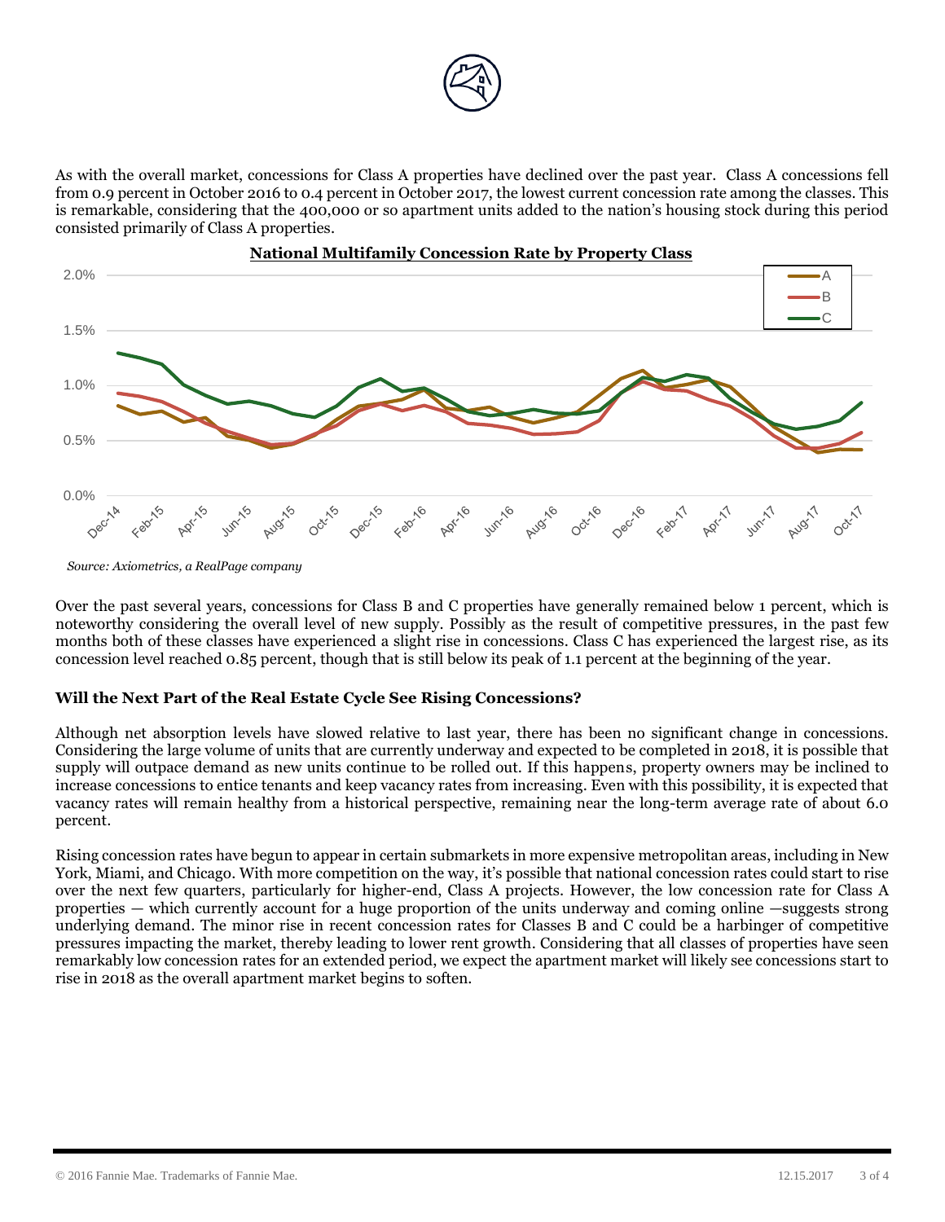As with the overall market, concessions for Class A properties have declined over the past year. Class A concessions fell from 0.9 percent in October 2016 to 0.4 percent in October 2017, the lowest current concession rate among the classes. This is remarkable, considering that the 400,000 or so apartment units added to the nation's housing stock during this period consisted primarily of Class A properties.

**National Multifamily Concession Rate by Property Class**

2.0%
1.5%
1.0%
0.5%
0.0%

Dec-14 Feb-15 Apr-15 Jun-15 Aug-15 Oct-15 Dec-15 Feb-16 Apr-16 Jun-16 Aug-16 Oct-16 Dec-16 Feb-17 Apr-17 Jun-17 Aug-17 Oct-17

A
B
C

*Source: Axiometrics, a RealPage company*

Over the past several years, concessions for Class B and C properties have generally remained below 1 percent, which is noteworthy considering the overall level of new supply. Possibly as the result of competitive pressures, in the past few months both of these classes have experienced a slight rise in concessions. Class C has experienced the largest rise, as its concession level reached 0.85 percent, though that is still below its peak of 1.1 percent at the beginning of the year.

**Will the Next Part of the Real Estate Cycle See Rising Concessions?**

Although net absorption levels have slowed relative to last year, there has been no significant change in concessions. Considering the large volume of units that are currently underway and expected to be completed in 2018, it is possible that supply will outpace demand as new units continue to be rolled out. If this happens, property owners may be inclined to increase concessions to entice tenants and keep vacancy rates from increasing. Even with this possibility, it is expected that vacancy rates will remain healthy from a historical perspective, remaining near the long-term average rate of about 6.0 percent.

Rising concession rates have begun to appear in certain submarkets in more expensive metropolitan areas, including in New York, Miami, and Chicago. With more competition on the way, it's possible that national concession rates could start to rise over the next few quarters, particularly for higher-end, Class A projects. However, the low concession rate for Class A properties — which currently account for a huge proportion of the units underway and coming online —suggests strong underlying demand. The minor rise in recent concession rates for Classes B and C could be a harbinger of competitive pressures impacting the market, thereby leading to lower rent growth. Considering that all classes of properties have seen remarkably low concession rates for an extended period, we expect the apartment market will likely see concessions start to rise in 2018 as the overall apartment market begins to soften.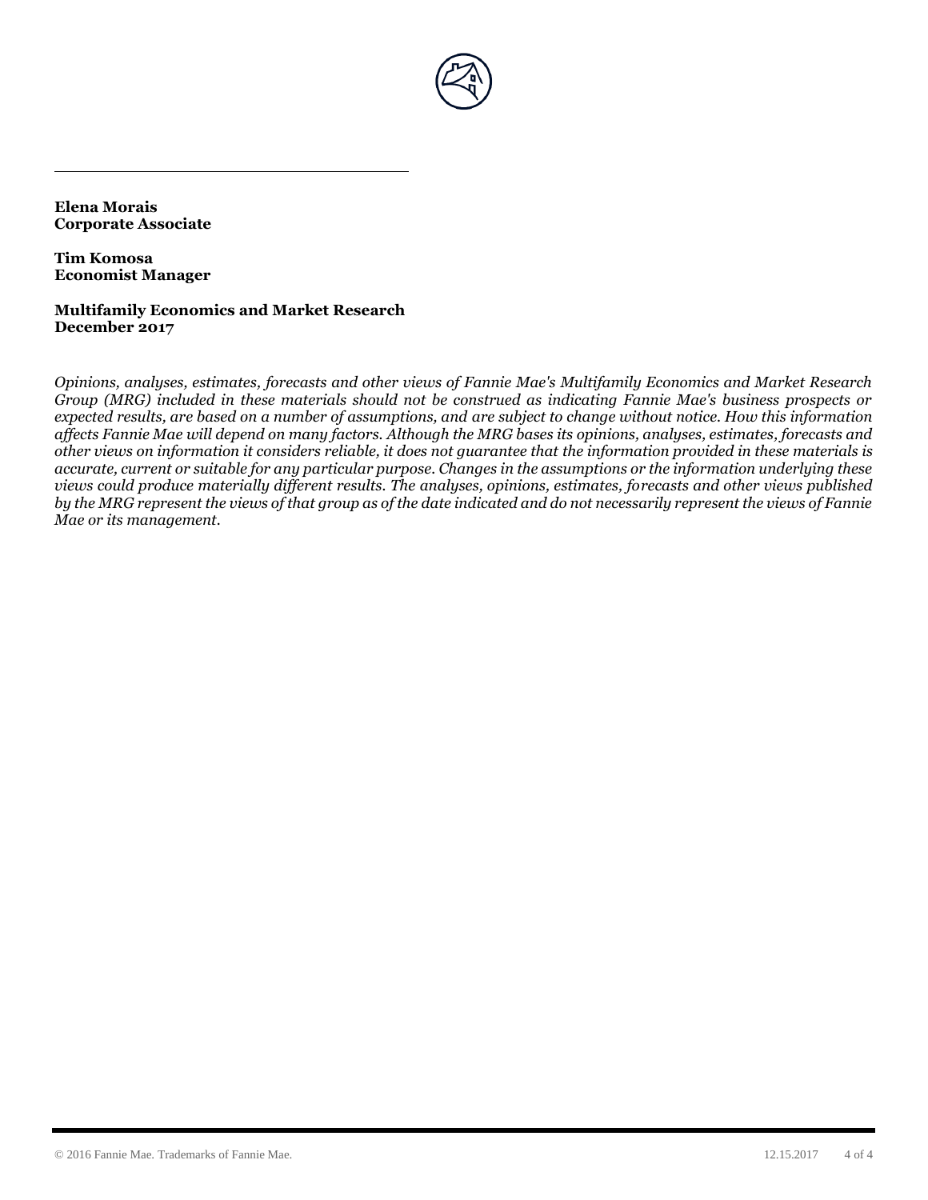**Elena Morais**
**Corporate Associate**

**Tim Komosa**
**Economist Manager**

**Multifamily Economics and Market Research**
**December 2017**

*Opinions, analyses, estimates, forecasts and other views of Fannie Mae's Multifamily Economics and Market Research Group (MRG) included in these materials should not be construed as indicating Fannie Mae's business prospects or expected results, are based on a number of assumptions, and are subject to change without notice. How this information affects Fannie Mae will depend on many factors. Although the MRG bases its opinions, analyses, estimates, forecasts and other views on information it considers reliable, it does not guarantee that the information provided in these materials is accurate, current or suitable for any particular purpose. Changes in the assumptions or the information underlying these views could produce materially different results. The analyses, opinions, estimates, forecasts and other views published by the MRG represent the views of that group as of the date indicated and do not necessarily represent the views of Fannie Mae or its management.*